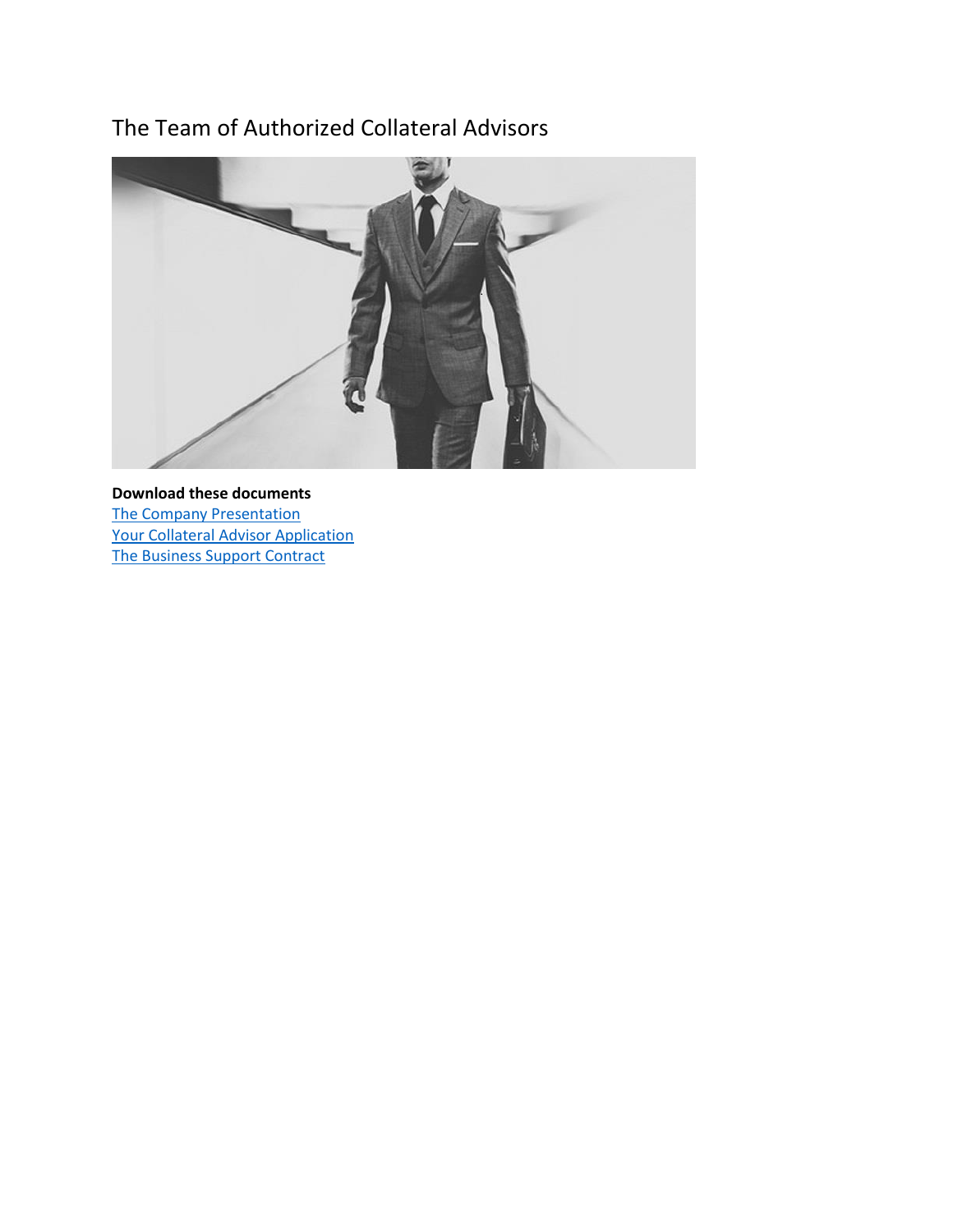# The Team of Authorized Collateral Advisors

**Download these documents**

The Company Presentation
Your Collateral Advisor Application
The Business Support Contract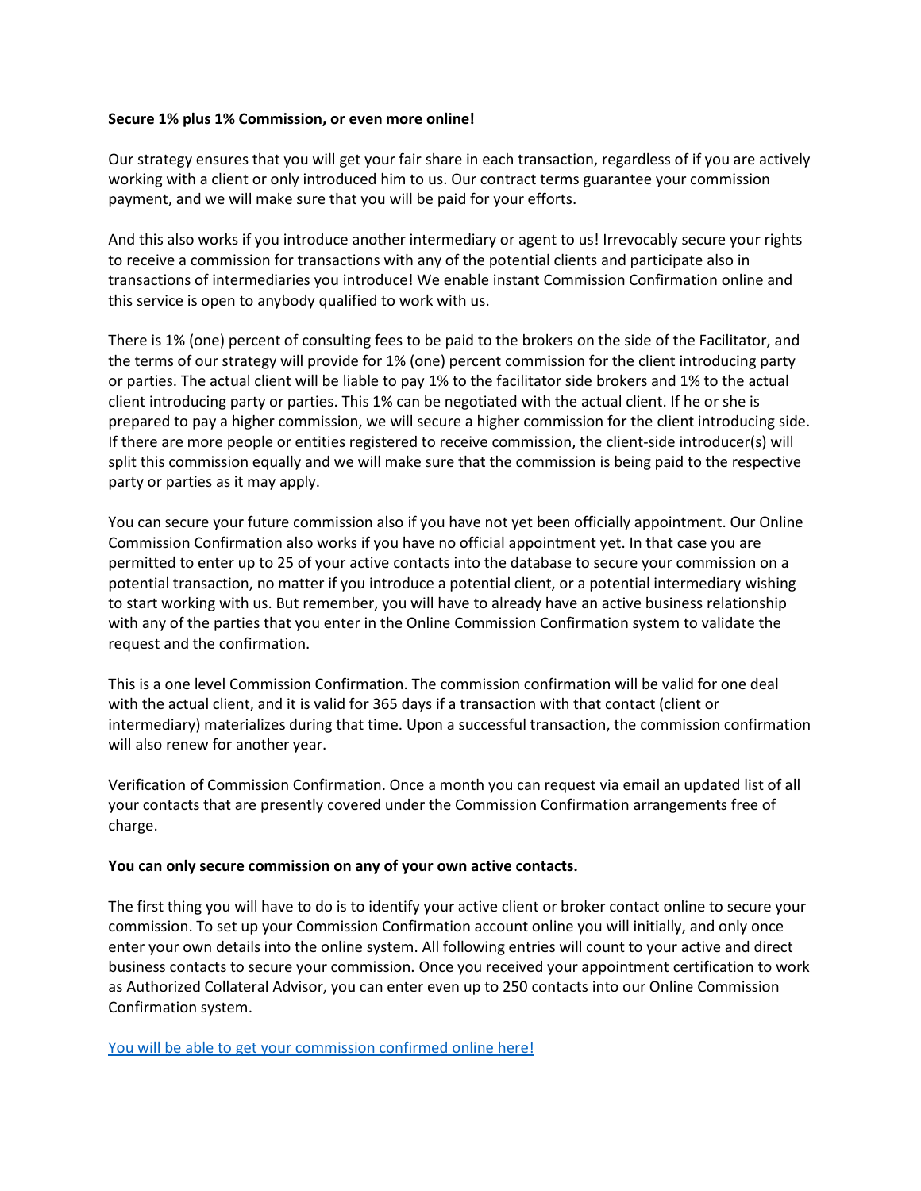**Secure 1% plus 1% Commission, or even more online!**

Our strategy ensures that you will get your fair share in each transaction, regardless of if you are actively working with a client or only introduced him to us. Our contract terms guarantee your commission payment, and we will make sure that you will be paid for your efforts.

And this also works if you introduce another intermediary or agent to us! Irrevocably secure your rights to receive a commission for transactions with any of the potential clients and participate also in transactions of intermediaries you introduce! We enable instant Commission Confirmation online and this service is open to anybody qualified to work with us.

There is 1% (one) percent of consulting fees to be paid to the brokers on the side of the Facilitator, and the terms of our strategy will provide for 1% (one) percent commission for the client introducing party or parties. The actual client will be liable to pay 1% to the facilitator side brokers and 1% to the actual client introducing party or parties. This 1% can be negotiated with the actual client. If he or she is prepared to pay a higher commission, we will secure a higher commission for the client introducing side. If there are more people or entities registered to receive commission, the client-side introducer(s) will split this commission equally and we will make sure that the commission is being paid to the respective party or parties as it may apply.

You can secure your future commission also if you have not yet been officially appointment. Our Online Commission Confirmation also works if you have no official appointment yet. In that case you are permitted to enter up to 25 of your active contacts into the database to secure your commission on a potential transaction, no matter if you introduce a potential client, or a potential intermediary wishing to start working with us. But remember, you will have to already have an active business relationship with any of the parties that you enter in the Online Commission Confirmation system to validate the request and the confirmation.

This is a one level Commission Confirmation. The commission confirmation will be valid for one deal with the actual client, and it is valid for 365 days if a transaction with that contact (client or intermediary) materializes during that time. Upon a successful transaction, the commission confirmation will also renew for another year.

Verification of Commission Confirmation. Once a month you can request via email an updated list of all your contacts that are presently covered under the Commission Confirmation arrangements free of charge.

**You can only secure commission on any of your own active contacts.**

The first thing you will have to do is to identify your active client or broker contact online to secure your commission. To set up your Commission Confirmation account online you will initially, and only once enter your own details into the online system. All following entries will count to your active and direct business contacts to secure your commission. Once you received your appointment certification to work as Authorized Collateral Advisor, you can enter even up to 250 contacts into our Online Commission Confirmation system.

You will be able to get your commission confirmed online here!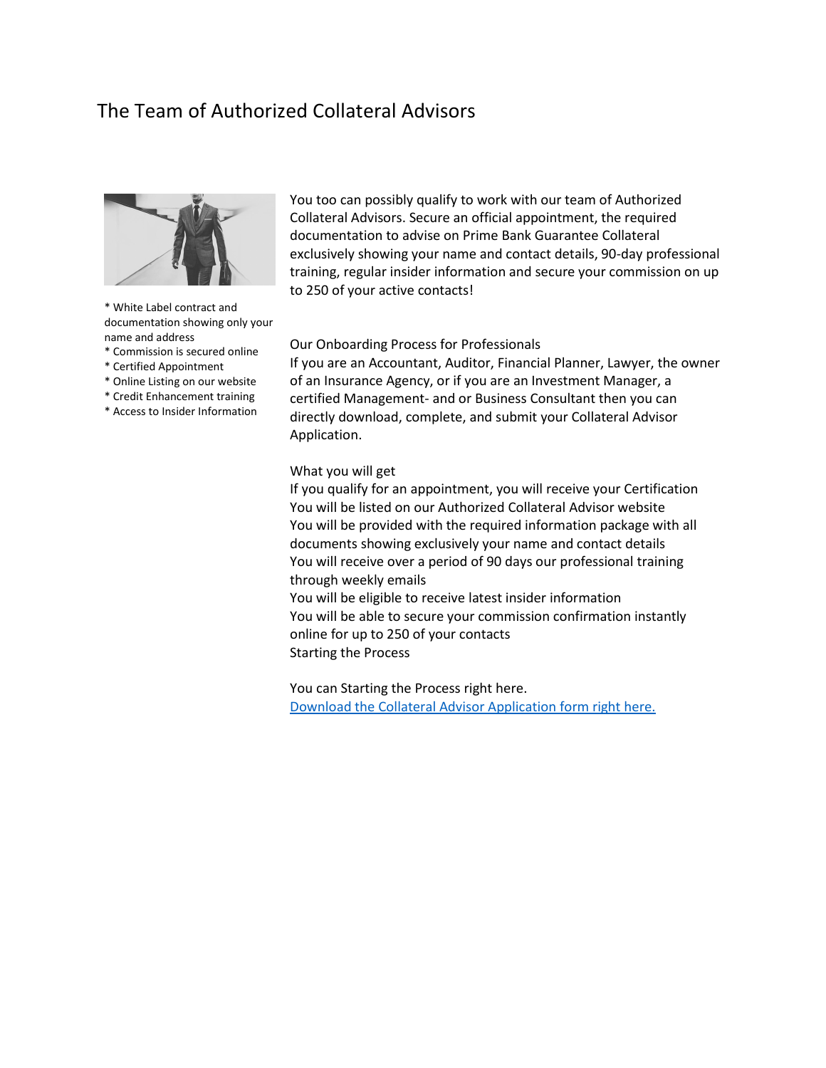# The Team of Authorized Collateral Advisors

* White Label contract and documentation showing only your name and address
* Commission is secured online
* Certified Appointment
* Online Listing on our website
* Credit Enhancement training
* Access to Insider Information

You too can possibly qualify to work with our team of Authorized Collateral Advisors. Secure an official appointment, the required documentation to advise on Prime Bank Guarantee Collateral exclusively showing your name and contact details, 90-day professional training, regular insider information and secure your commission on up to 250 of your active contacts!

Our Onboarding Process for Professionals

If you are an Accountant, Auditor, Financial Planner, Lawyer, the owner of an Insurance Agency, or if you are an Investment Manager, a certified Management- and or Business Consultant then you can directly download, complete, and submit your Collateral Advisor Application.

What you will get

If you qualify for an appointment, you will receive your Certification
You will be listed on our Authorized Collateral Advisor website
You will be provided with the required information package with all documents showing exclusively your name and contact details
You will receive over a period of 90 days our professional training through weekly emails
You will be eligible to receive latest insider information
You will be able to secure your commission confirmation instantly online for up to 250 of your contacts
Starting the Process

You can Starting the Process right here.
Download the Collateral Advisor Application form right here.